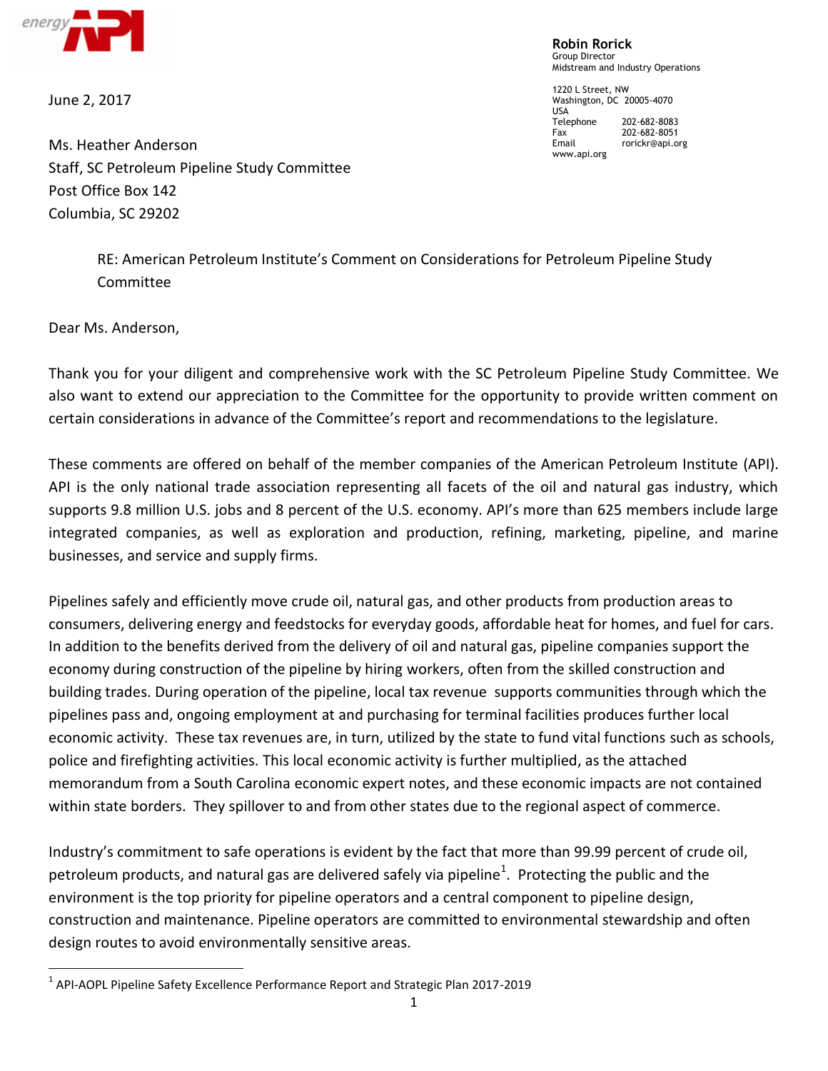energy API

**Robin Rorick**
Group Director
Midstream and Industry Operations

1220 L Street, NW
Washington, DC 20005-4070
USA
Telephone 202-682-8083
Fax 202-682-8051
Email rorickr@api.org
www.api.org

June 2, 2017

Ms. Heather Anderson
Staff, SC Petroleum Pipeline Study Committee
Post Office Box 142
Columbia, SC 29202

RE: American Petroleum Institute's Comment on Considerations for Petroleum Pipeline Study Committee

Dear Ms. Anderson,

Thank you for your diligent and comprehensive work with the SC Petroleum Pipeline Study Committee. We also want to extend our appreciation to the Committee for the opportunity to provide written comment on certain considerations in advance of the Committee's report and recommendations to the legislature.

These comments are offered on behalf of the member companies of the American Petroleum Institute (API). API is the only national trade association representing all facets of the oil and natural gas industry, which supports 9.8 million U.S. jobs and 8 percent of the U.S. economy. API's more than 625 members include large integrated companies, as well as exploration and production, refining, marketing, pipeline, and marine businesses, and service and supply firms.

Pipelines safely and efficiently move crude oil, natural gas, and other products from production areas to consumers, delivering energy and feedstocks for everyday goods, affordable heat for homes, and fuel for cars. In addition to the benefits derived from the delivery of oil and natural gas, pipeline companies support the economy during construction of the pipeline by hiring workers, often from the skilled construction and building trades. During operation of the pipeline, local tax revenue supports communities through which the pipelines pass and, ongoing employment at and purchasing for terminal facilities produces further local economic activity. These tax revenues are, in turn, utilized by the state to fund vital functions such as schools, police and firefighting activities. This local economic activity is further multiplied, as the attached memorandum from a South Carolina economic expert notes, and these economic impacts are not contained within state borders. They spillover to and from other states due to the regional aspect of commerce.

Industry's commitment to safe operations is evident by the fact that more than 99.99 percent of crude oil, petroleum products, and natural gas are delivered safely via pipeline[1]. Protecting the public and the environment is the top priority for pipeline operators and a central component to pipeline design, construction and maintenance. Pipeline operators are committed to environmental stewardship and often design routes to avoid environmentally sensitive areas.

---

[1] API-AOPL Pipeline Safety Excellence Performance Report and Strategic Plan 2017-2019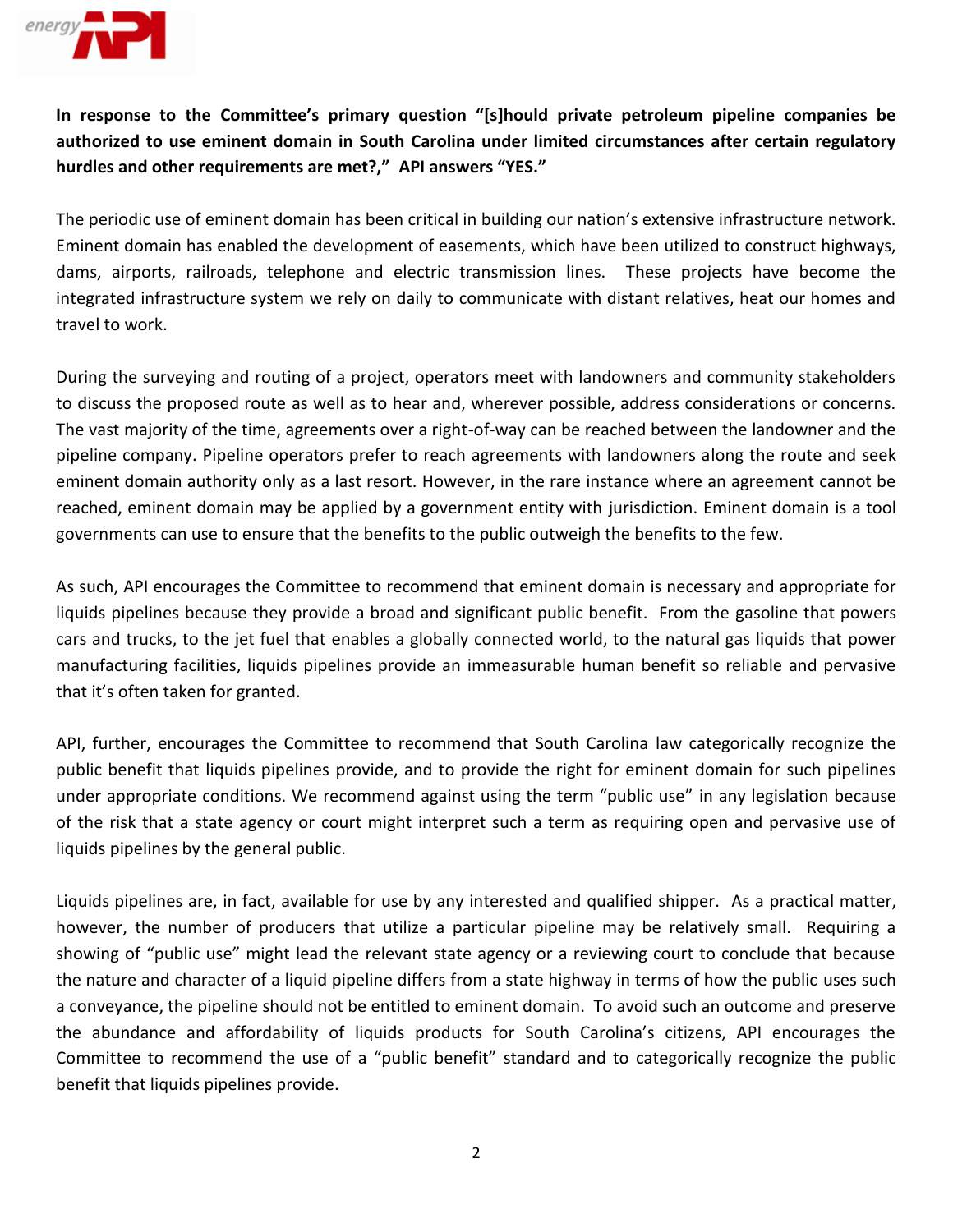**In response to the Committee's primary question "[s]hould private petroleum pipeline companies be authorized to use eminent domain in South Carolina under limited circumstances after certain regulatory hurdles and other requirements are met?," API answers "YES."**

The periodic use of eminent domain has been critical in building our nation's extensive infrastructure network. Eminent domain has enabled the development of easements, which have been utilized to construct highways, dams, airports, railroads, telephone and electric transmission lines. These projects have become the integrated infrastructure system we rely on daily to communicate with distant relatives, heat our homes and travel to work.

During the surveying and routing of a project, operators meet with landowners and community stakeholders to discuss the proposed route as well as to hear and, wherever possible, address considerations or concerns. The vast majority of the time, agreements over a right-of-way can be reached between the landowner and the pipeline company. Pipeline operators prefer to reach agreements with landowners along the route and seek eminent domain authority only as a last resort. However, in the rare instance where an agreement cannot be reached, eminent domain may be applied by a government entity with jurisdiction. Eminent domain is a tool governments can use to ensure that the benefits to the public outweigh the benefits to the few.

As such, API encourages the Committee to recommend that eminent domain is necessary and appropriate for liquids pipelines because they provide a broad and significant public benefit. From the gasoline that powers cars and trucks, to the jet fuel that enables a globally connected world, to the natural gas liquids that power manufacturing facilities, liquids pipelines provide an immeasurable human benefit so reliable and pervasive that it's often taken for granted.

API, further, encourages the Committee to recommend that South Carolina law categorically recognize the public benefit that liquids pipelines provide, and to provide the right for eminent domain for such pipelines under appropriate conditions. We recommend against using the term "public use" in any legislation because of the risk that a state agency or court might interpret such a term as requiring open and pervasive use of liquids pipelines by the general public.

Liquids pipelines are, in fact, available for use by any interested and qualified shipper. As a practical matter, however, the number of producers that utilize a particular pipeline may be relatively small. Requiring a showing of "public use" might lead the relevant state agency or a reviewing court to conclude that because the nature and character of a liquid pipeline differs from a state highway in terms of how the public uses such a conveyance, the pipeline should not be entitled to eminent domain. To avoid such an outcome and preserve the abundance and affordability of liquids products for South Carolina's citizens, API encourages the Committee to recommend the use of a "public benefit" standard and to categorically recognize the public benefit that liquids pipelines provide.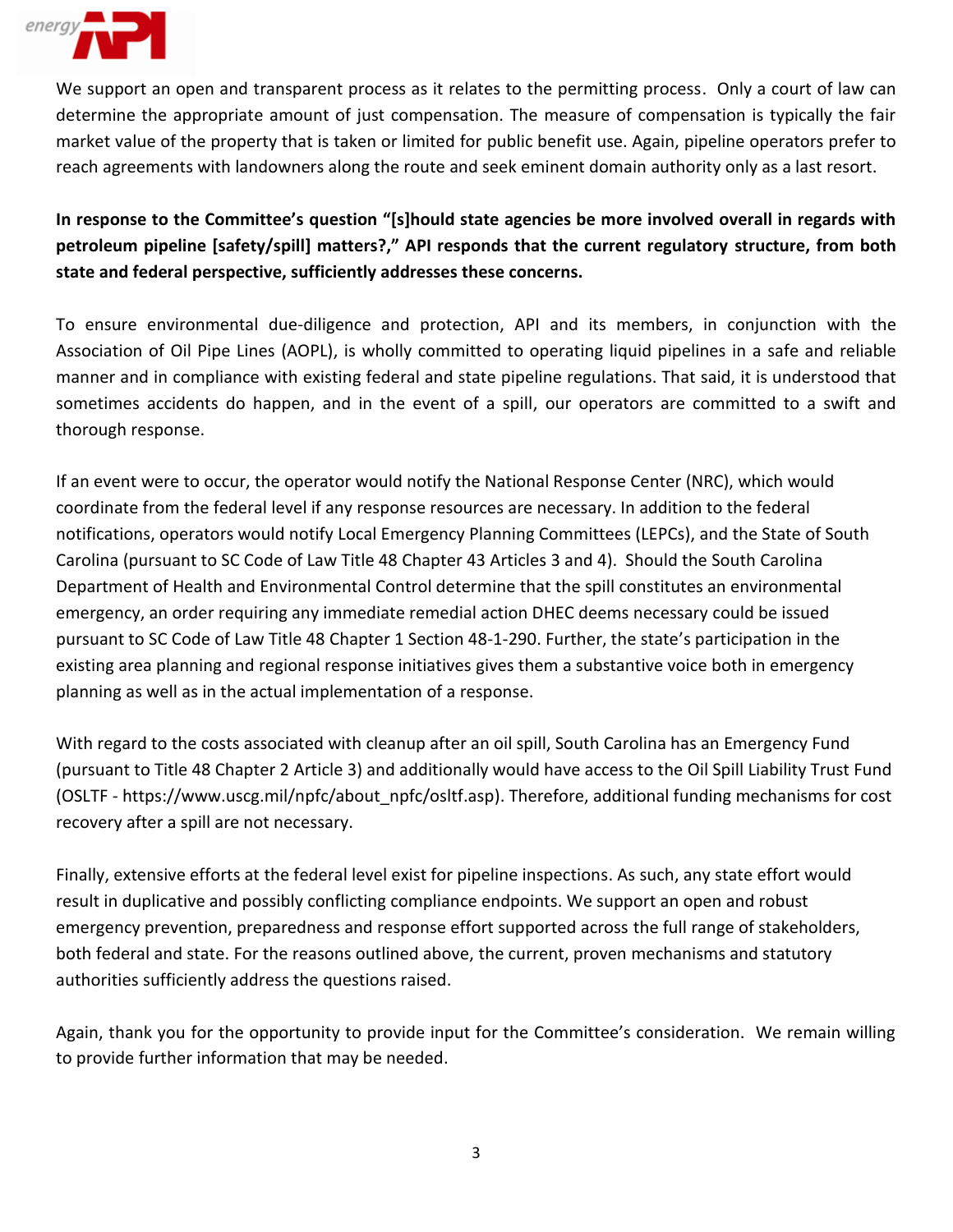We support an open and transparent process as it relates to the permitting process. Only a court of law can determine the appropriate amount of just compensation. The measure of compensation is typically the fair market value of the property that is taken or limited for public benefit use. Again, pipeline operators prefer to reach agreements with landowners along the route and seek eminent domain authority only as a last resort.

**In response to the Committee's question "[s]hould state agencies be more involved overall in regards with petroleum pipeline [safety/spill] matters?," API responds that the current regulatory structure, from both state and federal perspective, sufficiently addresses these concerns.**

To ensure environmental due-diligence and protection, API and its members, in conjunction with the Association of Oil Pipe Lines (AOPL), is wholly committed to operating liquid pipelines in a safe and reliable manner and in compliance with existing federal and state pipeline regulations. That said, it is understood that sometimes accidents do happen, and in the event of a spill, our operators are committed to a swift and thorough response.

If an event were to occur, the operator would notify the National Response Center (NRC), which would coordinate from the federal level if any response resources are necessary. In addition to the federal notifications, operators would notify Local Emergency Planning Committees (LEPCs), and the State of South Carolina (pursuant to SC Code of Law Title 48 Chapter 43 Articles 3 and 4). Should the South Carolina Department of Health and Environmental Control determine that the spill constitutes an environmental emergency, an order requiring any immediate remedial action DHEC deems necessary could be issued pursuant to SC Code of Law Title 48 Chapter 1 Section 48-1-290. Further, the state's participation in the existing area planning and regional response initiatives gives them a substantive voice both in emergency planning as well as in the actual implementation of a response.

With regard to the costs associated with cleanup after an oil spill, South Carolina has an Emergency Fund (pursuant to Title 48 Chapter 2 Article 3) and additionally would have access to the Oil Spill Liability Trust Fund (OSLTF - https://www.uscg.mil/npfc/about_npfc/osltf.asp). Therefore, additional funding mechanisms for cost recovery after a spill are not necessary.

Finally, extensive efforts at the federal level exist for pipeline inspections. As such, any state effort would result in duplicative and possibly conflicting compliance endpoints. We support an open and robust emergency prevention, preparedness and response effort supported across the full range of stakeholders, both federal and state. For the reasons outlined above, the current, proven mechanisms and statutory authorities sufficiently address the questions raised.

Again, thank you for the opportunity to provide input for the Committee's consideration. We remain willing to provide further information that may be needed.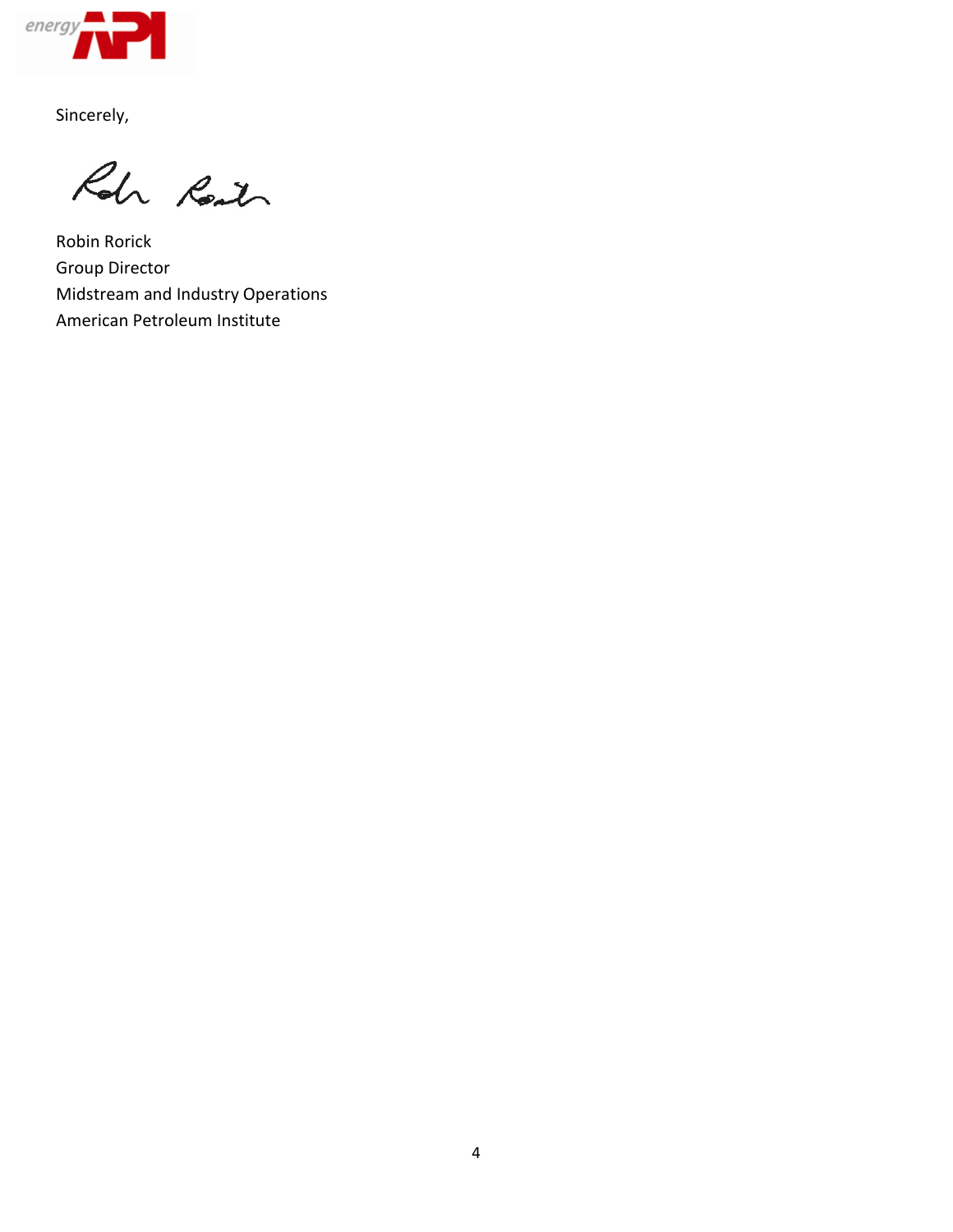Sincerely,

Robin Rorick
Group Director
Midstream and Industry Operations
American Petroleum Institute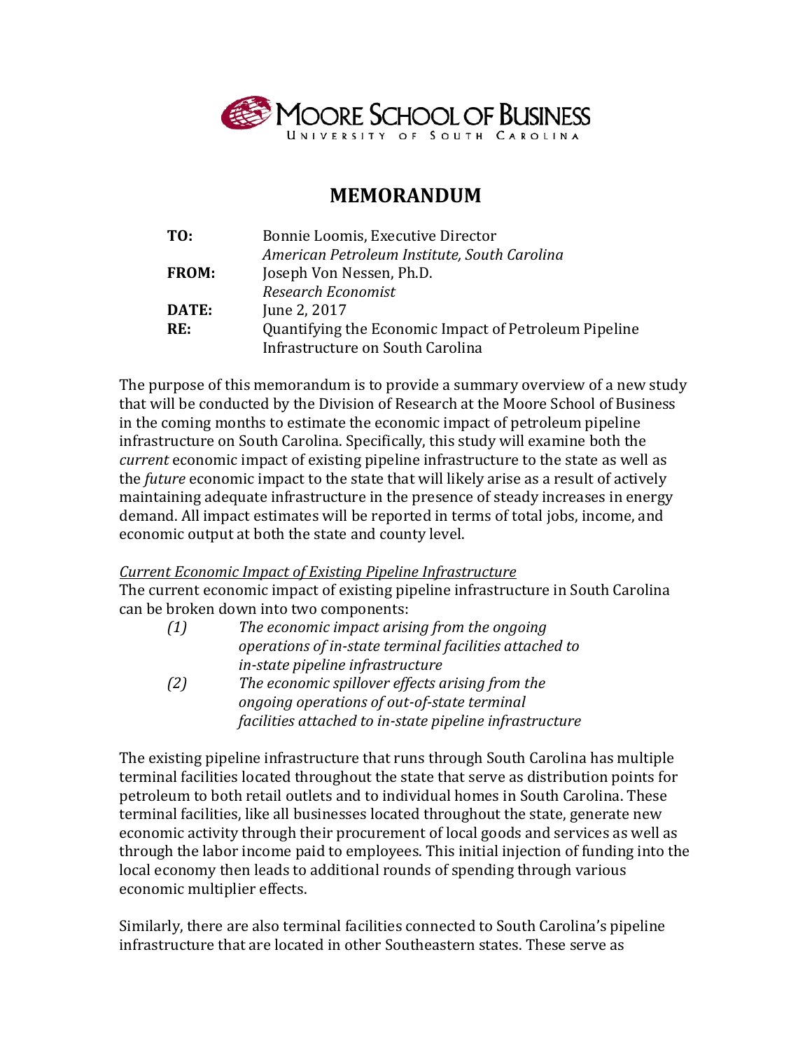MOORE SCHOOL OF BUSINESS
UNIVERSITY OF SOUTH CAROLINA

# MEMORANDUM

| | |
|---|---|
| **TO:** | Bonnie Loomis, Executive Director<br>*American Petroleum Institute, South Carolina* |
| **FROM:** | Joseph Von Nessen, Ph.D.<br>*Research Economist* |
| **DATE:** | June 2, 2017 |
| **RE:** | Quantifying the Economic Impact of Petroleum Pipeline Infrastructure on South Carolina |

The purpose of this memorandum is to provide a summary overview of a new study that will be conducted by the Division of Research at the Moore School of Business in the coming months to estimate the economic impact of petroleum pipeline infrastructure on South Carolina. Specifically, this study will examine both the *current* economic impact of existing pipeline infrastructure to the state as well as the *future* economic impact to the state that will likely arise as a result of actively maintaining adequate infrastructure in the presence of steady increases in energy demand. All impact estimates will be reported in terms of total jobs, income, and economic output at both the state and county level.

*Current Economic Impact of Existing Pipeline Infrastructure*

The current economic impact of existing pipeline infrastructure in South Carolina can be broken down into two components:

*(1) The economic impact arising from the ongoing operations of in-state terminal facilities attached to in-state pipeline infrastructure*

*(2) The economic spillover effects arising from the ongoing operations of out-of-state terminal facilities attached to in-state pipeline infrastructure*

The existing pipeline infrastructure that runs through South Carolina has multiple terminal facilities located throughout the state that serve as distribution points for petroleum to both retail outlets and to individual homes in South Carolina. These terminal facilities, like all businesses located throughout the state, generate new economic activity through their procurement of local goods and services as well as through the labor income paid to employees. This initial injection of funding into the local economy then leads to additional rounds of spending through various economic multiplier effects.

Similarly, there are also terminal facilities connected to South Carolina's pipeline infrastructure that are located in other Southeastern states. These serve as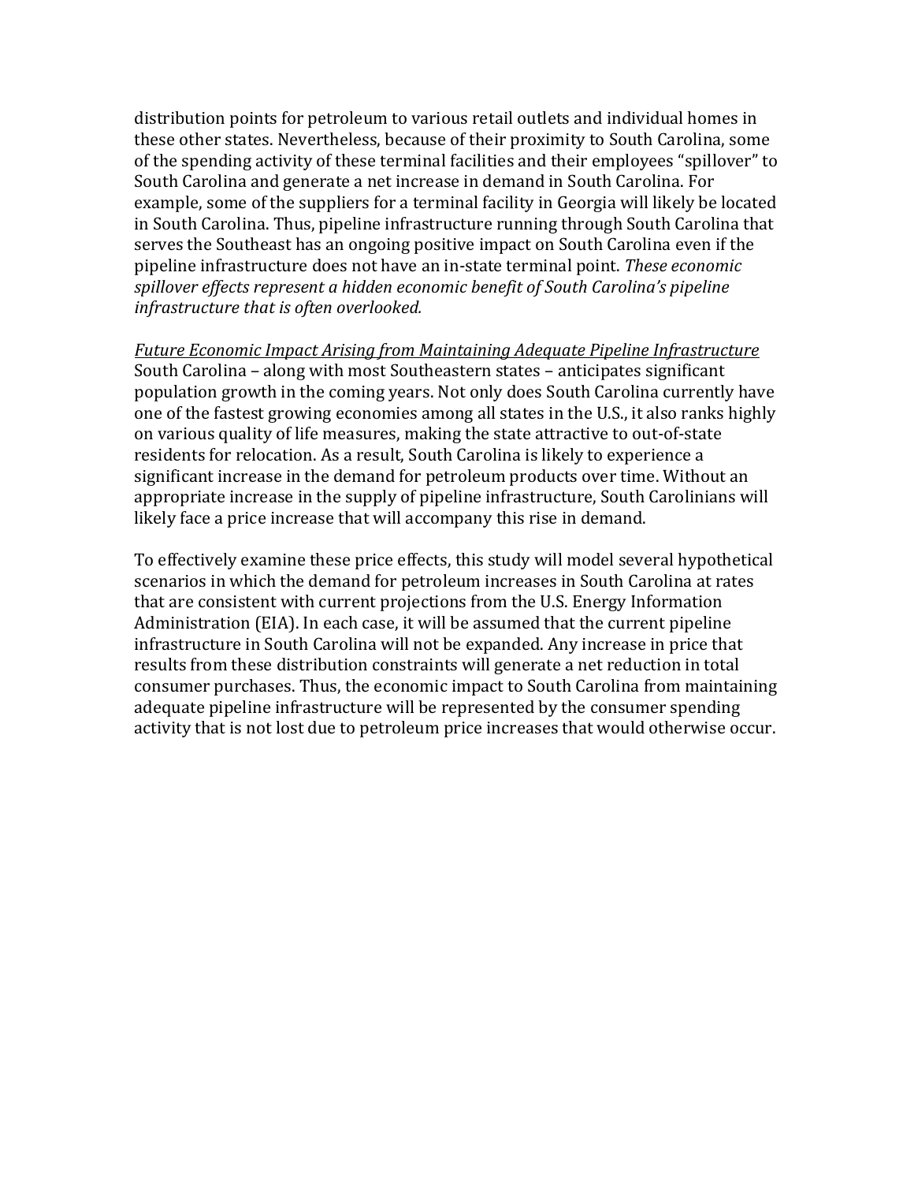distribution points for petroleum to various retail outlets and individual homes in these other states. Nevertheless, because of their proximity to South Carolina, some of the spending activity of these terminal facilities and their employees "spillover" to South Carolina and generate a net increase in demand in South Carolina. For example, some of the suppliers for a terminal facility in Georgia will likely be located in South Carolina. Thus, pipeline infrastructure running through South Carolina that serves the Southeast has an ongoing positive impact on South Carolina even if the pipeline infrastructure does not have an in-state terminal point. *These economic spillover effects represent a hidden economic benefit of South Carolina's pipeline infrastructure that is often overlooked.*

*<u>Future Economic Impact Arising from Maintaining Adequate Pipeline Infrastructure</u>*
South Carolina – along with most Southeastern states – anticipates significant population growth in the coming years. Not only does South Carolina currently have one of the fastest growing economies among all states in the U.S., it also ranks highly on various quality of life measures, making the state attractive to out-of-state residents for relocation. As a result, South Carolina is likely to experience a significant increase in the demand for petroleum products over time. Without an appropriate increase in the supply of pipeline infrastructure, South Carolinians will likely face a price increase that will accompany this rise in demand.

To effectively examine these price effects, this study will model several hypothetical scenarios in which the demand for petroleum increases in South Carolina at rates that are consistent with current projections from the U.S. Energy Information Administration (EIA). In each case, it will be assumed that the current pipeline infrastructure in South Carolina will not be expanded. Any increase in price that results from these distribution constraints will generate a net reduction in total consumer purchases. Thus, the economic impact to South Carolina from maintaining adequate pipeline infrastructure will be represented by the consumer spending activity that is not lost due to petroleum price increases that would otherwise occur.